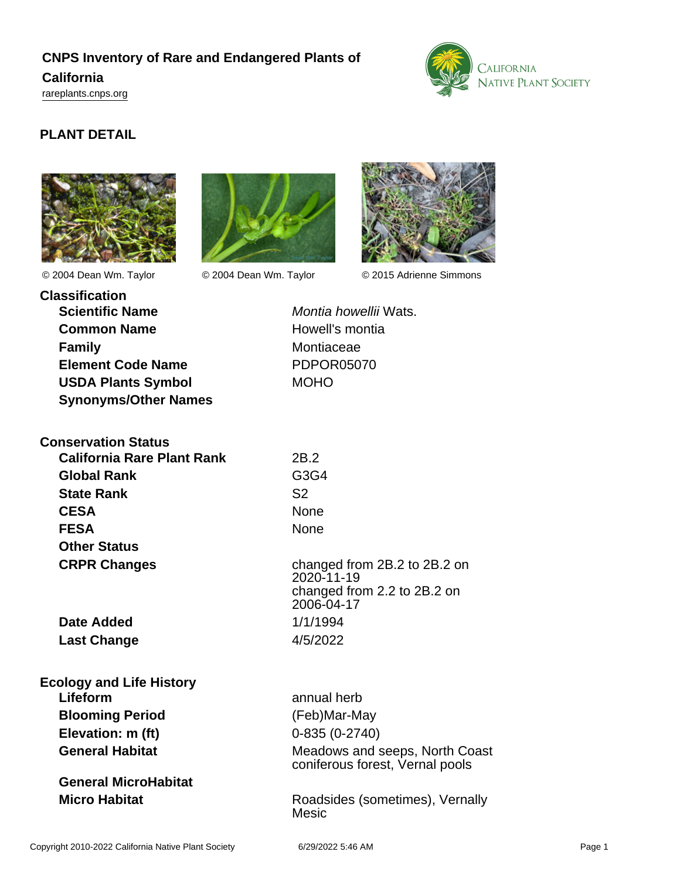# CNPS Inventory of Rare and Endangered Plants of California

rareplants.cnps.org

## PLANT DETAIL

© 2004 Dean Wm. Taylor

© 2004 Dean Wm. Taylor

© 2015 Adrienne Simmons

### Classification

| | |
|---|---|
| **Scientific Name** | *Montia howellii* Wats. |
| **Common Name** | Howell's montia |
| **Family** | Montiaceae |
| **Element Code Name** | PDPOR05070 |
| **USDA Plants Symbol** | MOHO |
| **Synonyms/Other Names** | |

### Conservation Status

| | |
|---|---|
| **California Rare Plant Rank** | 2B.2 |
| **Global Rank** | G3G4 |
| **State Rank** | S2 |
| **CESA** | None |
| **FESA** | None |
| **Other Status** | |
| **CRPR Changes** | changed from 2B.2 to 2B.2 on 2020-11-19<br>changed from 2.2 to 2B.2 on 2006-04-17 |
| **Date Added** | 1/1/1994 |
| **Last Change** | 4/5/2022 |

### Ecology and Life History

| | |
|---|---|
| **Lifeform** | annual herb |
| **Blooming Period** | (Feb)Mar-May |
| **Elevation: m (ft)** | 0-835 (0-2740) |
| **General Habitat** | Meadows and seeps, North Coast coniferous forest, Vernal pools |
| **General MicroHabitat** | |
| **Micro Habitat** | Roadsides (sometimes), Vernally Mesic |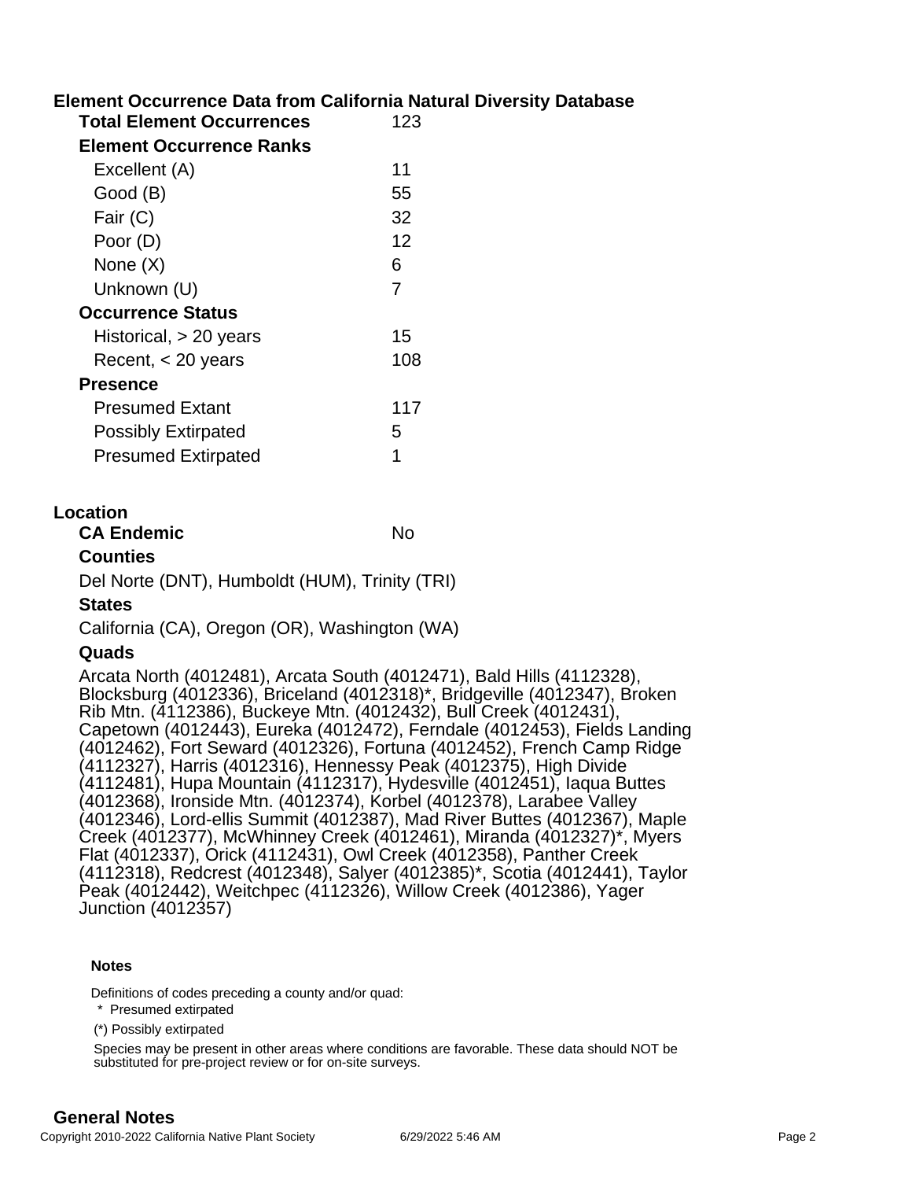## Element Occurrence Data from California Natural Diversity Database

| | |
|---|---|
| **Total Element Occurrences** | 123 |
| **Element Occurrence Ranks** | |
| Excellent (A) | 11 |
| Good (B) | 55 |
| Fair (C) | 32 |
| Poor (D) | 12 |
| None (X) | 6 |
| Unknown (U) | 7 |
| **Occurrence Status** | |
| Historical, > 20 years | 15 |
| Recent, < 20 years | 108 |
| **Presence** | |
| Presumed Extant | 117 |
| Possibly Extirpated | 5 |
| Presumed Extirpated | 1 |

## Location

**CA Endemic** No

### Counties

Del Norte (DNT), Humboldt (HUM), Trinity (TRI)

### States

California (CA), Oregon (OR), Washington (WA)

### Quads

Arcata North (4012481), Arcata South (4012471), Bald Hills (4112328), Blocksburg (4012336), Briceland (4012318)*, Bridgeville (4012347), Broken Rib Mtn. (4112386), Buckeye Mtn. (4012432), Bull Creek (4012431), Capetown (4012443), Eureka (4012472), Ferndale (4012453), Fields Landing (4012462), Fort Seward (4012326), Fortuna (4012452), French Camp Ridge (4112327), Harris (4012316), Hennessy Peak (4012375), High Divide (4112481), Hupa Mountain (4112317), Hydesville (4012451), Iaqua Buttes (4012368), Ironside Mtn. (4012374), Korbel (4012378), Larabee Valley (4012346), Lord-ellis Summit (4012387), Mad River Buttes (4012367), Maple Creek (4012377), McWhinney Creek (4012461), Miranda (4012327)*, Myers Flat (4012337), Orick (4112431), Owl Creek (4012358), Panther Creek (4112318), Redcrest (4012348), Salyer (4012385)*, Scotia (4012441), Taylor Peak (4012442), Weitchpec (4112326), Willow Creek (4012386), Yager Junction (4012357)

#### Notes

Definitions of codes preceding a county and/or quad:

\* Presumed extirpated

(*) Possibly extirpated

Species may be present in other areas where conditions are favorable. These data should NOT be substituted for pre-project review or for on-site surveys.

## General Notes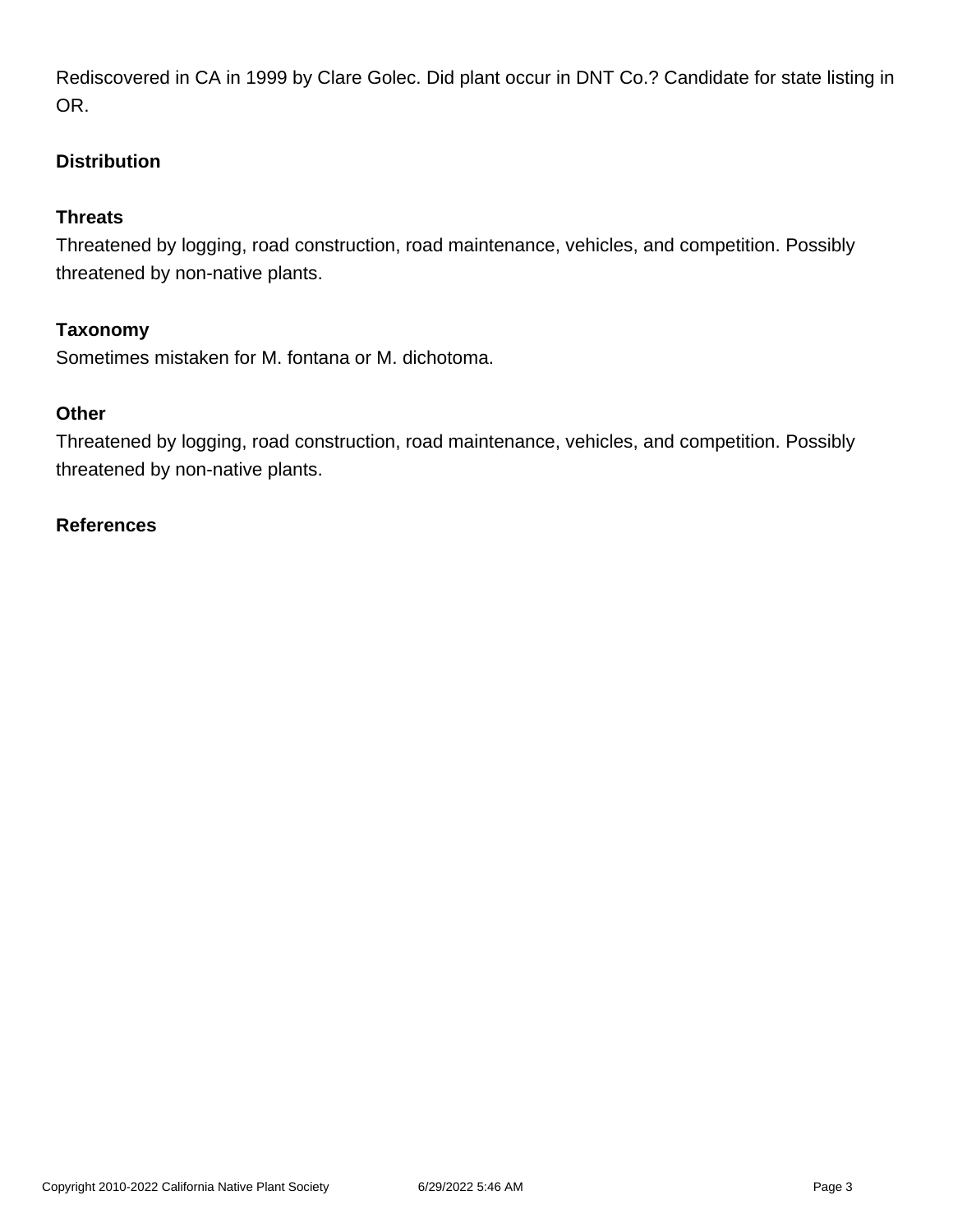Rediscovered in CA in 1999 by Clare Golec. Did plant occur in DNT Co.? Candidate for state listing in OR.

### Distribution

### Threats

Threatened by logging, road construction, road maintenance, vehicles, and competition. Possibly threatened by non-native plants.

### Taxonomy

Sometimes mistaken for M. fontana or M. dichotoma.

### Other

Threatened by logging, road construction, road maintenance, vehicles, and competition. Possibly threatened by non-native plants.

### References